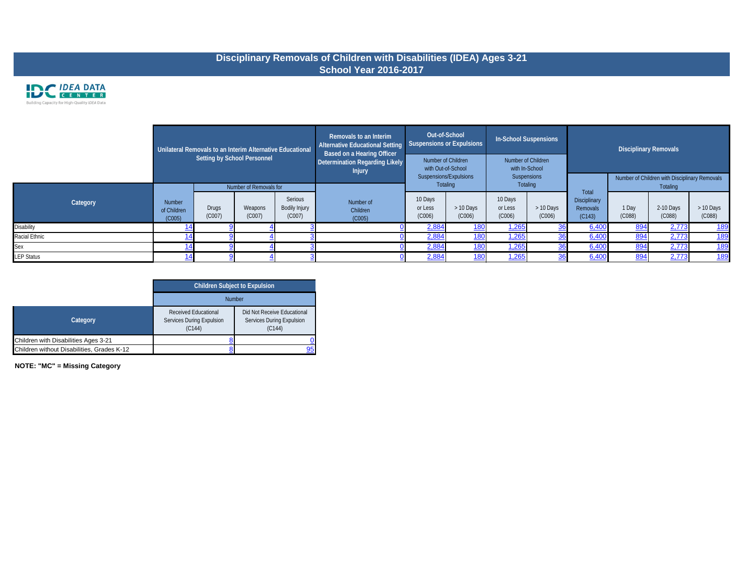# Disciplinary Removals of Children with Disabilities (IDEA) Ages 3-21
## School Year 2016-2017

IDC IDEA DATA CENTER
Building Capacity for High-Quality IDEA Data

| Category | Unilateral Removals to an Interim Alternative Educational Setting by School Personnel | | | | Removals to an Interim Alternative Educational Setting Based on a Hearing Officer Determination Regarding Likely Injury | Out-of-School Suspensions or Expulsions | | In-School Suspensions | | Disciplinary Removals | | | |
|---|---|---|---|---|---|---|---|---|---|---|---|---|---|
| | | Number of Removals for | | | | Number of Children with Out-of-School Suspensions/Expulsions Totaling | | Number of Children with In-School Suspensions Totaling | | | Number of Children with Disciplinary Removals Totaling | | |
| | Number of Children (C005) | Drugs (C007) | Weapons (C007) | Serious Bodily Injury (C007) | Number of Children (C005) | 10 Days or Less (C006) | > 10 Days (C006) | 10 Days or Less (C006) | > 10 Days (C006) | Total Disciplinary Removals (C143) | 1 Day (C088) | 2-10 Days (C088) | > 10 Days (C088) |
| Disability | 14 | 9 | 4 | 3 | 0 | 2,884 | 180 | 1,265 | 36 | 6,400 | 894 | 2,773 | 189 |
| Racial Ethnic | 14 | 9 | 4 | 3 | 0 | 2,884 | 180 | 1,265 | 36 | 6,400 | 894 | 2,773 | 189 |
| Sex | 14 | 9 | 4 | 3 | 0 | 2,884 | 180 | 1,265 | 36 | 6,400 | 894 | 2,773 | 189 |
| LEP Status | 14 | 9 | 4 | 3 | 0 | 2,884 | 180 | 1,265 | 36 | 6,400 | 894 | 2,773 | 189 |

| Category | Children Subject to Expulsion | |
|---|---|---|
| | Number | |
| | Received Educational Services During Expulsion (C144) | Did Not Receive Educational Services During Expulsion (C144) |
| Children with Disabilities Ages 3-21 | 8 | 0 |
| Children without Disabilities, Grades K-12 | 8 | 95 |

**NOTE: "MC" = Missing Category**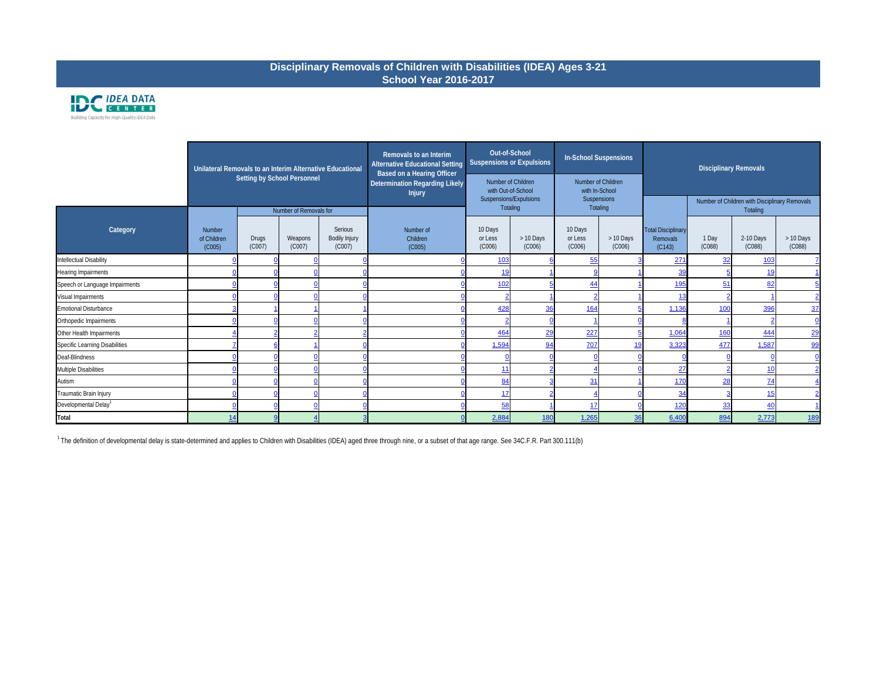# Disciplinary Removals of Children with Disabilities (IDEA) Ages 3-21
## School Year 2016-2017

IDC IDEA DATA CENTER
Building Capacity for High-Quality IDEA Data

| | Unilateral Removals to an Interim Alternative Educational Setting by School Personnel | | | | Removals to an Interim Alternative Educational Setting Based on a Hearing Officer Determination Regarding Likely Injury | Out-of-School Suspensions or Expulsions — Number of Children with Out-of-School Suspensions/Expulsions Totaling | | In-School Suspensions — Number of Children with In-School Suspensions Totaling | | Disciplinary Removals | | | |
|---|---|---|---|---|---|---|---|---|---|---|---|---|---|
| | | Number of Removals for | | | | | | | | | Number of Children with Disciplinary Removals Totaling | | |
| Category | Number of Children (C005) | Drugs (C007) | Weapons (C007) | Serious Bodily Injury (C007) | Number of Children (C005) | 10 Days or Less (C006) | > 10 Days (C006) | 10 Days or Less (C006) | > 10 Days (C006) | Total Disciplinary Removals (C143) | 1 Day (C088) | 2-10 Days (C088) | > 10 Days (C088) |
| Intellectual Disability | 0 | 0 | 0 | 0 | 0 | 103 | 6 | 55 | 3 | 271 | 32 | 103 | 7 |
| Hearing Impairments | 0 | 0 | 0 | 0 | 0 | 19 | 1 | 9 | 1 | 39 | 5 | 19 | 1 |
| Speech or Language Impairments | 0 | 0 | 0 | 0 | 0 | 102 | 5 | 44 | 1 | 195 | 51 | 82 | 5 |
| Visual Impairments | 0 | 0 | 0 | 0 | 0 | 2 | 1 | 2 | 1 | 13 | 2 | 1 | 2 |
| Emotional Disturbance | 3 | 1 | 1 | 1 | 0 | 428 | 36 | 164 | 5 | 1,136 | 100 | 396 | 37 |
| Orthopedic Impairments | 0 | 0 | 0 | 0 | 0 | 2 | 0 | 1 | 0 | 8 | 1 | 2 | 0 |
| Other Health Impairments | 4 | 2 | 2 | 2 | 0 | 464 | 29 | 227 | 5 | 1,064 | 160 | 444 | 29 |
| Specific Learning Disabilities | 7 | 6 | 1 | 0 | 0 | 1,594 | 94 | 707 | 19 | 3,323 | 477 | 1,587 | 99 |
| Deaf-Blindness | 0 | 0 | 0 | 0 | 0 | 0 | 0 | 0 | 0 | 0 | 0 | 0 | 0 |
| Multiple Disabilities | 0 | 0 | 0 | 0 | 0 | 11 | 2 | 4 | 0 | 27 | 2 | 10 | 2 |
| Autism | 0 | 0 | 0 | 0 | 0 | 84 | 3 | 31 | 1 | 170 | 28 | 74 | 4 |
| Traumatic Brain Injury | 0 | 0 | 0 | 0 | 0 | 17 | 2 | 4 | 0 | 34 | 3 | 15 | 2 |
| Developmental Delay[1] | 0 | 0 | 0 | 0 | 0 | 58 | 1 | 17 | 0 | 120 | 33 | 40 | 1 |
| **Total** | 14 | 9 | 4 | 3 | 0 | 2,884 | 180 | 1,265 | 36 | 6,400 | 894 | 2,773 | 189 |

[1] The definition of developmental delay is state-determined and applies to Children with Disabilities (IDEA) aged three through nine, or a subset of that age range. See 34C.F.R. Part 300.111(b)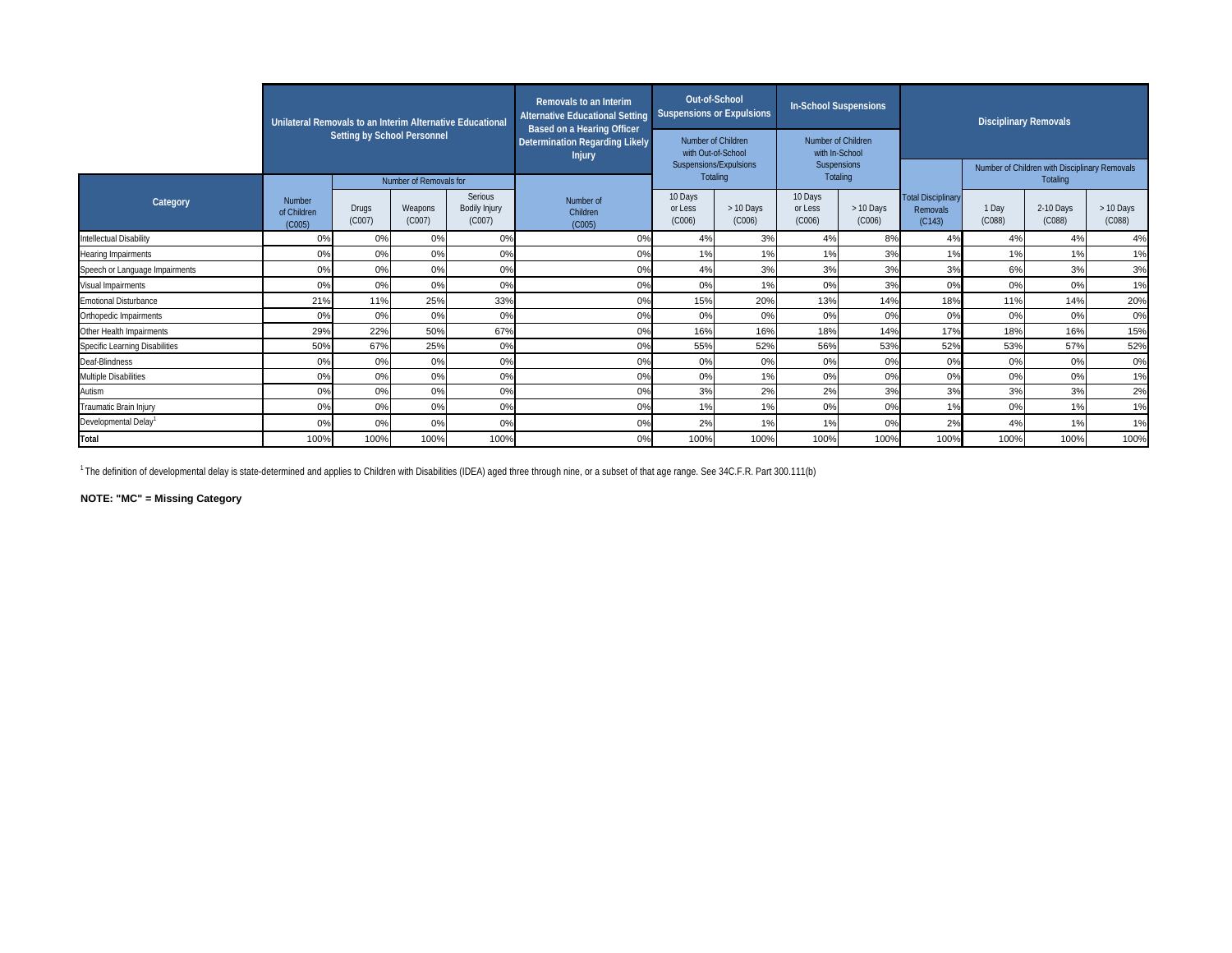| Category | Unilateral Removals to an Interim Alternative Educational Setting by School Personnel | | | | Removals to an Interim Alternative Educational Setting Based on a Hearing Officer Determination Regarding Likely Injury | Out-of-School Suspensions or Expulsions | | In-School Suspensions | | Disciplinary Removals | | | |
|---|---|---|---|---|---|---|---|---|---|---|---|---|---|
| | | Number of Removals for | | | | Number of Children with Out-of-School Suspensions/Expulsions Totaling | | Number of Children with In-School Suspensions Totaling | | | Number of Children with Disciplinary Removals Totaling | | |
| | Number of Children (C005) | Drugs (C007) | Weapons (C007) | Serious Bodily Injury (C007) | Number of Children (C005) | 10 Days or Less (C006) | > 10 Days (C006) | 10 Days or Less (C006) | > 10 Days (C006) | Total Disciplinary Removals (C143) | 1 Day (C088) | 2-10 Days (C088) | > 10 Days (C088) |
| Intellectual Disability | 0% | 0% | 0% | 0% | 0% | 4% | 3% | 4% | 8% | 4% | 4% | 4% | 4% |
| Hearing Impairments | 0% | 0% | 0% | 0% | 0% | 1% | 1% | 1% | 3% | 1% | 1% | 1% | 1% |
| Speech or Language Impairments | 0% | 0% | 0% | 0% | 0% | 4% | 3% | 3% | 3% | 3% | 6% | 3% | 3% |
| Visual Impairments | 0% | 0% | 0% | 0% | 0% | 0% | 1% | 0% | 3% | 0% | 0% | 0% | 1% |
| Emotional Disturbance | 21% | 11% | 25% | 33% | 0% | 15% | 20% | 13% | 14% | 18% | 11% | 14% | 20% |
| Orthopedic Impairments | 0% | 0% | 0% | 0% | 0% | 0% | 0% | 0% | 0% | 0% | 0% | 0% | 0% |
| Other Health Impairments | 29% | 22% | 50% | 67% | 0% | 16% | 16% | 18% | 14% | 17% | 18% | 16% | 15% |
| Specific Learning Disabilities | 50% | 67% | 25% | 0% | 0% | 55% | 52% | 56% | 53% | 52% | 53% | 57% | 52% |
| Deaf-Blindness | 0% | 0% | 0% | 0% | 0% | 0% | 0% | 0% | 0% | 0% | 0% | 0% | 0% |
| Multiple Disabilities | 0% | 0% | 0% | 0% | 0% | 0% | 1% | 0% | 0% | 0% | 0% | 0% | 1% |
| Autism | 0% | 0% | 0% | 0% | 0% | 3% | 2% | 2% | 3% | 3% | 3% | 3% | 2% |
| Traumatic Brain Injury | 0% | 0% | 0% | 0% | 0% | 1% | 1% | 0% | 0% | 1% | 0% | 1% | 1% |
| Developmental Delay[1] | 0% | 0% | 0% | 0% | 0% | 2% | 1% | 1% | 0% | 2% | 4% | 1% | 1% |
| **Total** | 100% | 100% | 100% | 100% | 0% | 100% | 100% | 100% | 100% | 100% | 100% | 100% | 100% |

[1] The definition of developmental delay is state-determined and applies to Children with Disabilities (IDEA) aged three through nine, or a subset of that age range. See 34C.F.R. Part 300.111(b)

**NOTE: "MC" = Missing Category**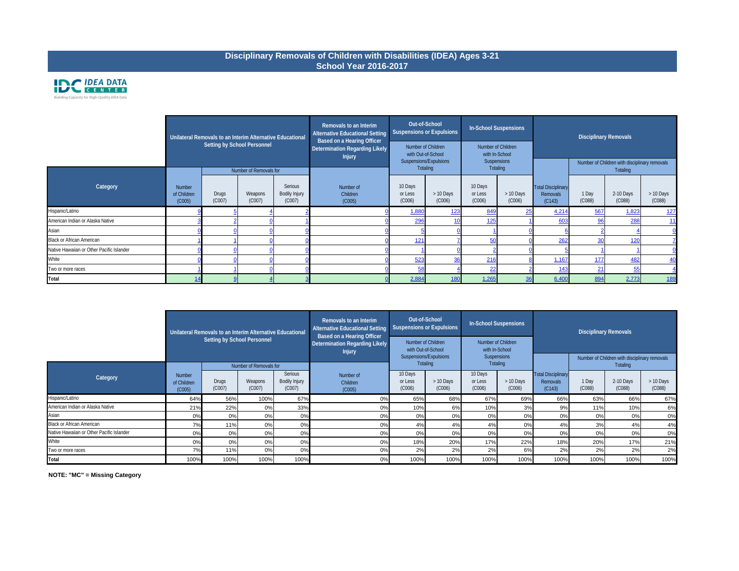# Disciplinary Removals of Children with Disabilities (IDEA) Ages 3-21
## School Year 2016-2017

IDC IDEA DATA CENTER
Building Capacity for High-Quality IDEA Data

| Category | Unilateral Removals to an Interim Alternative Educational Setting by School Personnel | | | | Removals to an Interim Alternative Educational Setting Based on a Hearing Officer Determination Regarding Likely Injury | Out-of-School Suspensions or Expulsions: Number of Children with Out-of-School Suspensions/Expulsions Totaling | | In-School Suspensions: Number of Children with In-School Suspensions Totaling | | Disciplinary Removals | | | |
|---|---|---|---|---|---|---|---|---|---|---|---|---|---|
| | | Number of Removals for | | | | | | | | | Number of Children with disciplinary removals Totaling | | |
| | Number of Children (C005) | Drugs (C007) | Weapons (C007) | Serious Bodily Injury (C007) | Number of Children (C005) | 10 Days or Less (C006) | > 10 Days (C006) | 10 Days or Less (C006) | > 10 Days (C006) | Total Disciplinary Removals (C143) | 1 Day (C088) | 2-10 Days (C088) | > 10 Days (C088) |
| Hispanic/Latino | 9 | 5 | 4 | 2 | 0 | 1,880 | 123 | 849 | 25 | 4,214 | 567 | 1,823 | 127 |
| American Indian or Alaska Native | 3 | 2 | 0 | 1 | 0 | 296 | 10 | 125 | 1 | 603 | 96 | 288 | 11 |
| Asian | 0 | 0 | 0 | 0 | 0 | 5 | 0 | 1 | 0 | 6 | 2 | 4 | 0 |
| Black or African American | 1 | 1 | 0 | 0 | 0 | 121 | 7 | 50 | 0 | 262 | 30 | 120 | 7 |
| Native Hawaiian or Other Pacific Islander | 0 | 0 | 0 | 0 | 0 | 1 | 0 | 2 | 0 | 5 | 1 | 1 | 0 |
| White | 0 | 0 | 0 | 0 | 0 | 523 | 36 | 216 | 8 | 1,167 | 177 | 482 | 40 |
| Two or more races | 1 | 1 | 0 | 0 | 0 | 58 | 4 | 22 | 2 | 143 | 21 | 55 | 4 |
| **Total** | 14 | 9 | 4 | 3 | 0 | 2,884 | 180 | 1,265 | 36 | 6,400 | 894 | 2,773 | 189 |

| Category | Unilateral Removals to an Interim Alternative Educational Setting by School Personnel | | | | Removals to an Interim Alternative Educational Setting Based on a Hearing Officer Determination Regarding Likely Injury | Out-of-School Suspensions or Expulsions: Number of Children with Out-of-School Suspensions/Expulsions Totaling | | In-School Suspensions: Number of Children with In-School Suspensions Totaling | | Disciplinary Removals | | | |
|---|---|---|---|---|---|---|---|---|---|---|---|---|---|
| | | Number of Removals for | | | | | | | | | Number of Children with disciplinary removals Totaling | | |
| | Number of Children (C005) | Drugs (C007) | Weapons (C007) | Serious Bodily Injury (C007) | Number of Children (C005) | 10 Days or Less (C006) | > 10 Days (C006) | 10 Days or Less (C006) | > 10 Days (C006) | Total Disciplinary Removals (C143) | 1 Day (C088) | 2-10 Days (C088) | > 10 Days (C088) |
| Hispanic/Latino | 64% | 56% | 100% | 67% | 0% | 65% | 68% | 67% | 69% | 66% | 63% | 66% | 67% |
| American Indian or Alaska Native | 21% | 22% | 0% | 33% | 0% | 10% | 6% | 10% | 3% | 9% | 11% | 10% | 6% |
| Asian | 0% | 0% | 0% | 0% | 0% | 0% | 0% | 0% | 0% | 0% | 0% | 0% | 0% |
| Black or African American | 7% | 11% | 0% | 0% | 0% | 4% | 4% | 4% | 0% | 4% | 3% | 4% | 4% |
| Native Hawaiian or Other Pacific Islander | 0% | 0% | 0% | 0% | 0% | 0% | 0% | 0% | 0% | 0% | 0% | 0% | 0% |
| White | 0% | 0% | 0% | 0% | 0% | 18% | 20% | 17% | 22% | 18% | 20% | 17% | 21% |
| Two or more races | 7% | 11% | 0% | 0% | 0% | 2% | 2% | 2% | 6% | 2% | 2% | 2% | 2% |
| **Total** | 100% | 100% | 100% | 100% | 0% | 100% | 100% | 100% | 100% | 100% | 100% | 100% | 100% |

**NOTE: "MC" = Missing Category**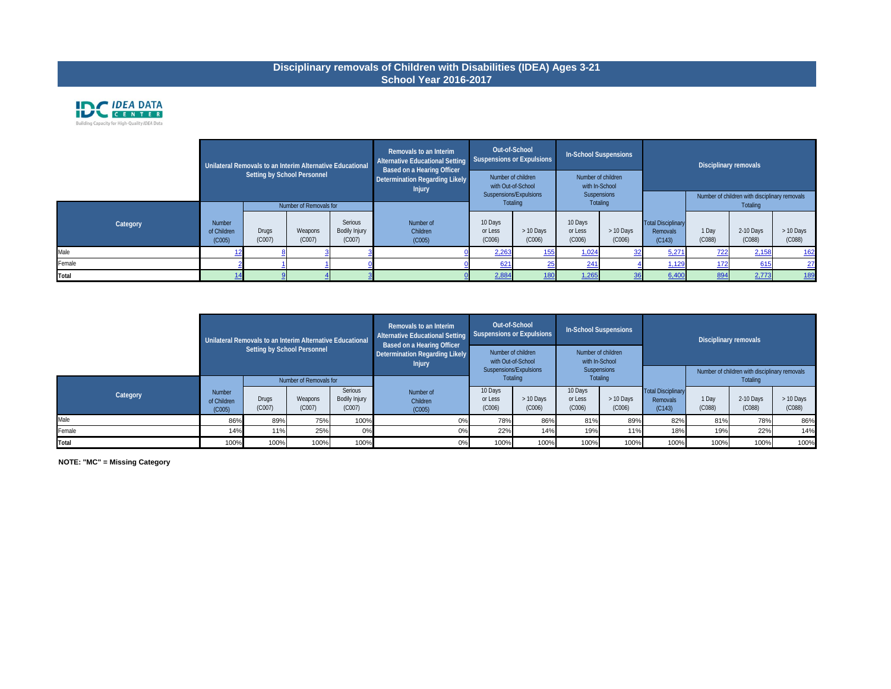# Disciplinary removals of Children with Disabilities (IDEA) Ages 3-21
## School Year 2016-2017

IDC IDEA DATA CENTER
Building Capacity for High-Quality IDEA Data

| Category | Unilateral Removals to an Interim Alternative Educational Setting by School Personnel | | | | Removals to an Interim Alternative Educational Setting Based on a Hearing Officer Determination Regarding Likely Injury | Out-of-School Suspensions or Expulsions | | In-School Suspensions | | Disciplinary removals | | | |
|---|---|---|---|---|---|---|---|---|---|---|---|---|---|
| | | Number of Removals for | | | | Number of children with Out-of-School Suspensions/Expulsions Totaling | | Number of children with In-School Suspensions Totaling | | | Number of children with disciplinary removals Totaling | | |
| | Number of Children (C005) | Drugs (C007) | Weapons (C007) | Serious Bodily Injury (C007) | Number of Children (C005) | 10 Days or Less (C006) | > 10 Days (C006) | 10 Days or Less (C006) | > 10 Days (C006) | Total Disciplinary Removals (C143) | 1 Day (C088) | 2-10 Days (C088) | > 10 Days (C088) |
| Male | 12 | 8 | 3 | 3 | 0 | 2,263 | 155 | 1,024 | 32 | 5,271 | 722 | 2,158 | 162 |
| Female | 2 | 1 | 1 | 0 | 0 | 621 | 25 | 241 | 4 | 1,129 | 172 | 615 | 27 |
| **Total** | 14 | 9 | 4 | 3 | 0 | 2,884 | 180 | 1,265 | 36 | 6,400 | 894 | 2,773 | 189 |

| Category | Unilateral Removals to an Interim Alternative Educational Setting by School Personnel | | | | Removals to an Interim Alternative Educational Setting Based on a Hearing Officer Determination Regarding Likely Injury | Out-of-School Suspensions or Expulsions | | In-School Suspensions | | Disciplinary removals | | | |
|---|---|---|---|---|---|---|---|---|---|---|---|---|---|
| | | Number of Removals for | | | | Number of children with Out-of-School Suspensions/Expulsions Totaling | | Number of children with In-School Suspensions Totaling | | | Number of children with disciplinary removals Totaling | | |
| | Number of Children (C005) | Drugs (C007) | Weapons (C007) | Serious Bodily Injury (C007) | Number of Children (C005) | 10 Days or Less (C006) | > 10 Days (C006) | 10 Days or Less (C006) | > 10 Days (C006) | Total Disciplinary Removals (C143) | 1 Day (C088) | 2-10 Days (C088) | > 10 Days (C088) |
| Male | 86% | 89% | 75% | 100% | 0% | 78% | 86% | 81% | 89% | 82% | 81% | 78% | 86% |
| Female | 14% | 11% | 25% | 0% | 0% | 22% | 14% | 19% | 11% | 18% | 19% | 22% | 14% |
| **Total** | 100% | 100% | 100% | 100% | 0% | 100% | 100% | 100% | 100% | 100% | 100% | 100% | 100% |

**NOTE: "MC" = Missing Category**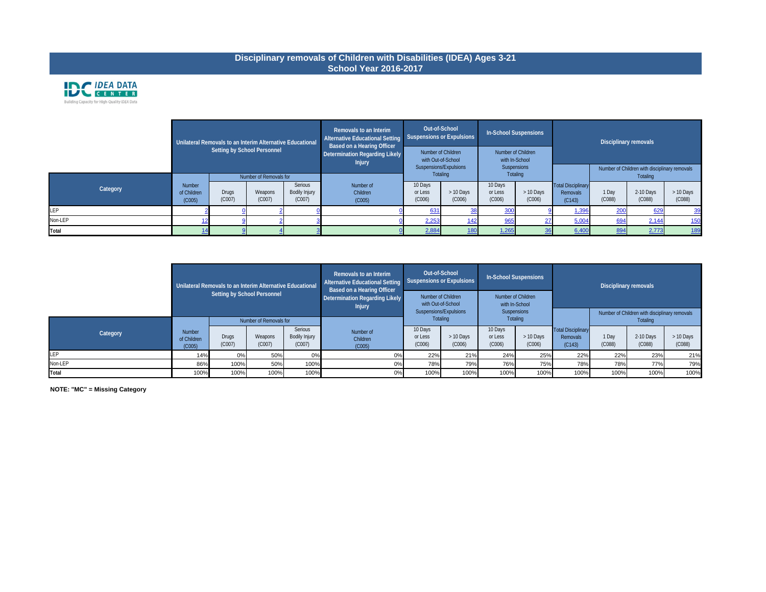# Disciplinary removals of Children with Disabilities (IDEA) Ages 3-21
## School Year 2016-2017

IDEA DATA CENTER
Building Capacity for High-Quality IDEA Data

| Category | Unilateral Removals to an Interim Alternative Educational Setting by School Personnel | | | | Removals to an Interim Alternative Educational Setting Based on a Hearing Officer Determination Regarding Likely Injury | Out-of-School Suspensions or Expulsions | | In-School Suspensions | | Disciplinary removals | | | |
|---|---|---|---|---|---|---|---|---|---|---|---|---|---|
| | | Number of Removals for | | | | Number of Children with Out-of-School Suspensions/Expulsions Totaling | | Number of Children with In-School Suspensions Totaling | | | Number of Children with disciplinary removals Totaling | | |
| | Number of Children (C005) | Drugs (C007) | Weapons (C007) | Serious Bodily Injury (C007) | Number of Children (C005) | 10 Days or Less (C006) | > 10 Days (C006) | 10 Days or Less (C006) | > 10 Days (C006) | Total Disciplinary Removals (C143) | 1 Day (C088) | 2-10 Days (C088) | > 10 Days (C088) |
| LEP | 2 | 0 | 2 | 0 | 0 | 631 | 38 | 300 | 9 | 1,396 | 200 | 629 | 39 |
| Non-LEP | 12 | 9 | 2 | 3 | 0 | 2,253 | 142 | 965 | 27 | 5,004 | 694 | 2,144 | 150 |
| **Total** | 14 | 9 | 4 | 3 | 0 | 2,884 | 180 | 1,265 | 36 | 6,400 | 894 | 2,773 | 189 |

| Category | Unilateral Removals to an Interim Alternative Educational Setting by School Personnel | | | | Removals to an Interim Alternative Educational Setting Based on a Hearing Officer Determination Regarding Likely Injury | Out-of-School Suspensions or Expulsions | | In-School Suspensions | | Disciplinary removals | | | |
|---|---|---|---|---|---|---|---|---|---|---|---|---|---|
| | | Number of Removals for | | | | Number of Children with Out-of-School Suspensions/Expulsions Totaling | | Number of Children with In-School Suspensions Totaling | | | Number of Children with disciplinary removals Totaling | | |
| | Number of Children (C005) | Drugs (C007) | Weapons (C007) | Serious Bodily Injury (C007) | Number of Children (C005) | 10 Days or Less (C006) | > 10 Days (C006) | 10 Days or Less (C006) | > 10 Days (C006) | Total Disciplinary Removals (C143) | 1 Day (C088) | 2-10 Days (C088) | > 10 Days (C088) |
| LEP | 14% | 0% | 50% | 0% | 0% | 22% | 21% | 24% | 25% | 22% | 22% | 23% | 21% |
| Non-LEP | 86% | 100% | 50% | 100% | 0% | 78% | 79% | 76% | 75% | 78% | 78% | 77% | 79% |
| **Total** | 100% | 100% | 100% | 100% | 0% | 100% | 100% | 100% | 100% | 100% | 100% | 100% | 100% |

**NOTE: "MC" = Missing Category**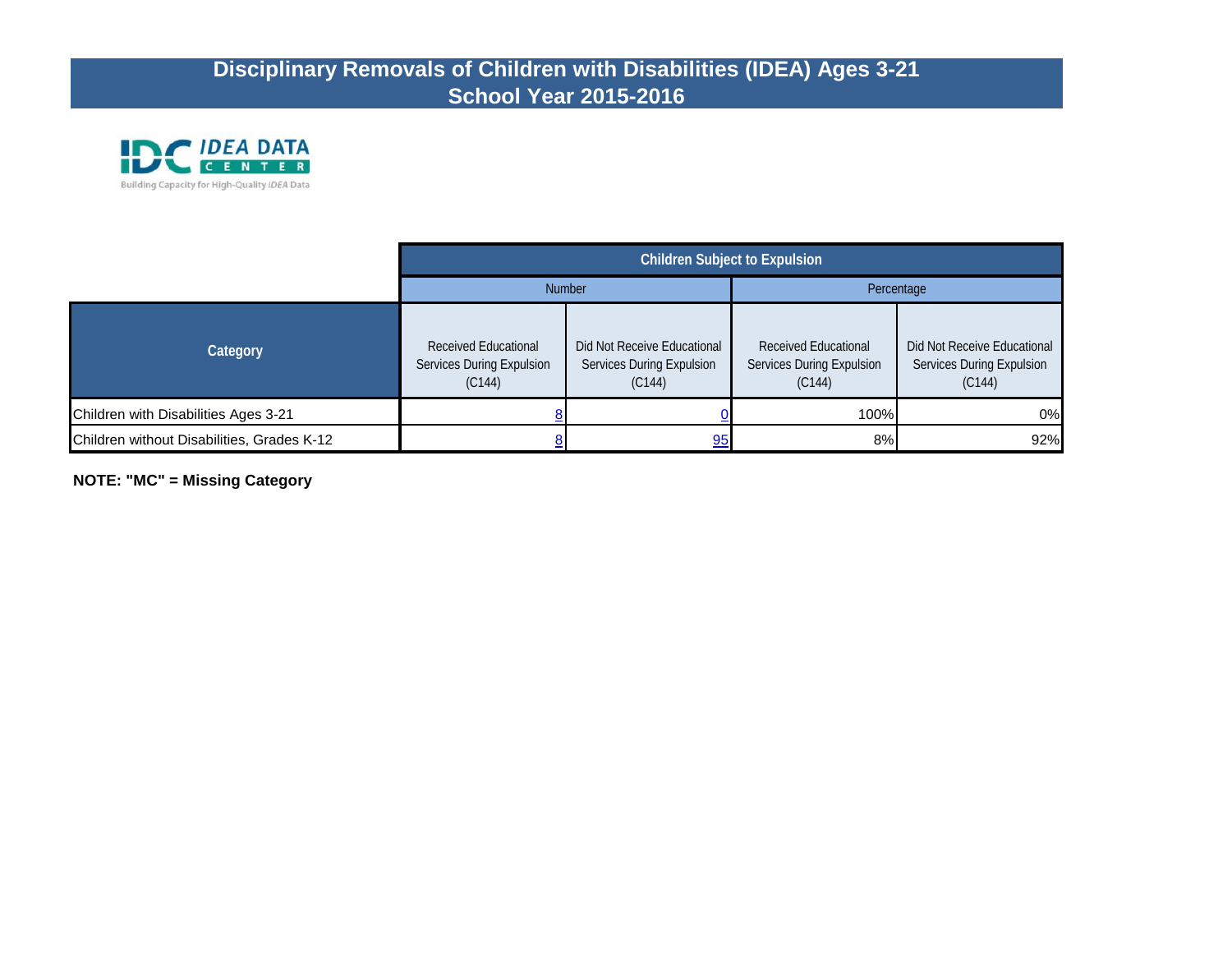# Disciplinary Removals of Children with Disabilities (IDEA) Ages 3-21
# School Year 2015-2016

| Category | Children Subject to Expulsion | | | |
|---|---|---|---|---|
| | Number | | Percentage | |
| | Received Educational Services During Expulsion (C144) | Did Not Receive Educational Services During Expulsion (C144) | Received Educational Services During Expulsion (C144) | Did Not Receive Educational Services During Expulsion (C144) |
| Children with Disabilities Ages 3-21 | 8 | 0 | 100% | 0% |
| Children without Disabilities, Grades K-12 | 8 | 95 | 8% | 92% |

**NOTE: "MC" = Missing Category**